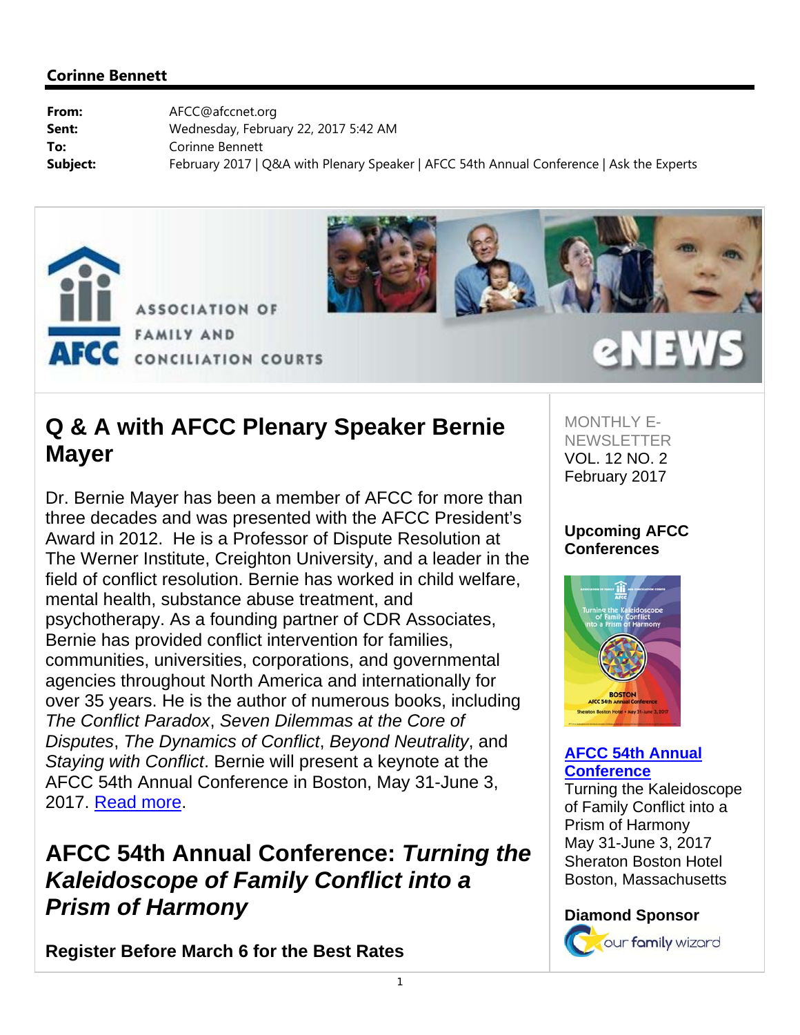**Corinne Bennett**

| | |
|---|---|
| **From:** | AFCC@afccnet.org |
| **Sent:** | Wednesday, February 22, 2017 5:42 AM |
| **To:** | Corinne Bennett |
| **Subject:** | February 2017 \| Q&A with Plenary Speaker \| AFCC 54th Annual Conference \| Ask the Experts |

ASSOCIATION OF FAMILY AND CONCILIATION COURTS

AFCC

eNEWS

# Q & A with AFCC Plenary Speaker Bernie Mayer

Dr. Bernie Mayer has been a member of AFCC for more than three decades and was presented with the AFCC President's Award in 2012. He is a Professor of Dispute Resolution at The Werner Institute, Creighton University, and a leader in the field of conflict resolution. Bernie has worked in child welfare, mental health, substance abuse treatment, and psychotherapy. As a founding partner of CDR Associates, Bernie has provided conflict intervention for families, communities, universities, corporations, and governmental agencies throughout North America and internationally for over 35 years. He is the author of numerous books, including *The Conflict Paradox*, *Seven Dilemmas at the Core of Disputes*, *The Dynamics of Conflict*, *Beyond Neutrality*, and *Staying with Conflict*. Bernie will present a keynote at the AFCC 54th Annual Conference in Boston, May 31-June 3, 2017. Read more.

# AFCC 54th Annual Conference: *Turning the Kaleidoscope of Family Conflict into a Prism of Harmony*

**Register Before March 6 for the Best Rates**

MONTHLY E-NEWSLETTER
VOL. 12 NO. 2
February 2017

**Upcoming AFCC Conferences**

**AFCC 54th Annual Conference**
Turning the Kaleidoscope of Family Conflict into a Prism of Harmony
May 31-June 3, 2017
Sheraton Boston Hotel
Boston, Massachusetts

**Diamond Sponsor**

our family wizard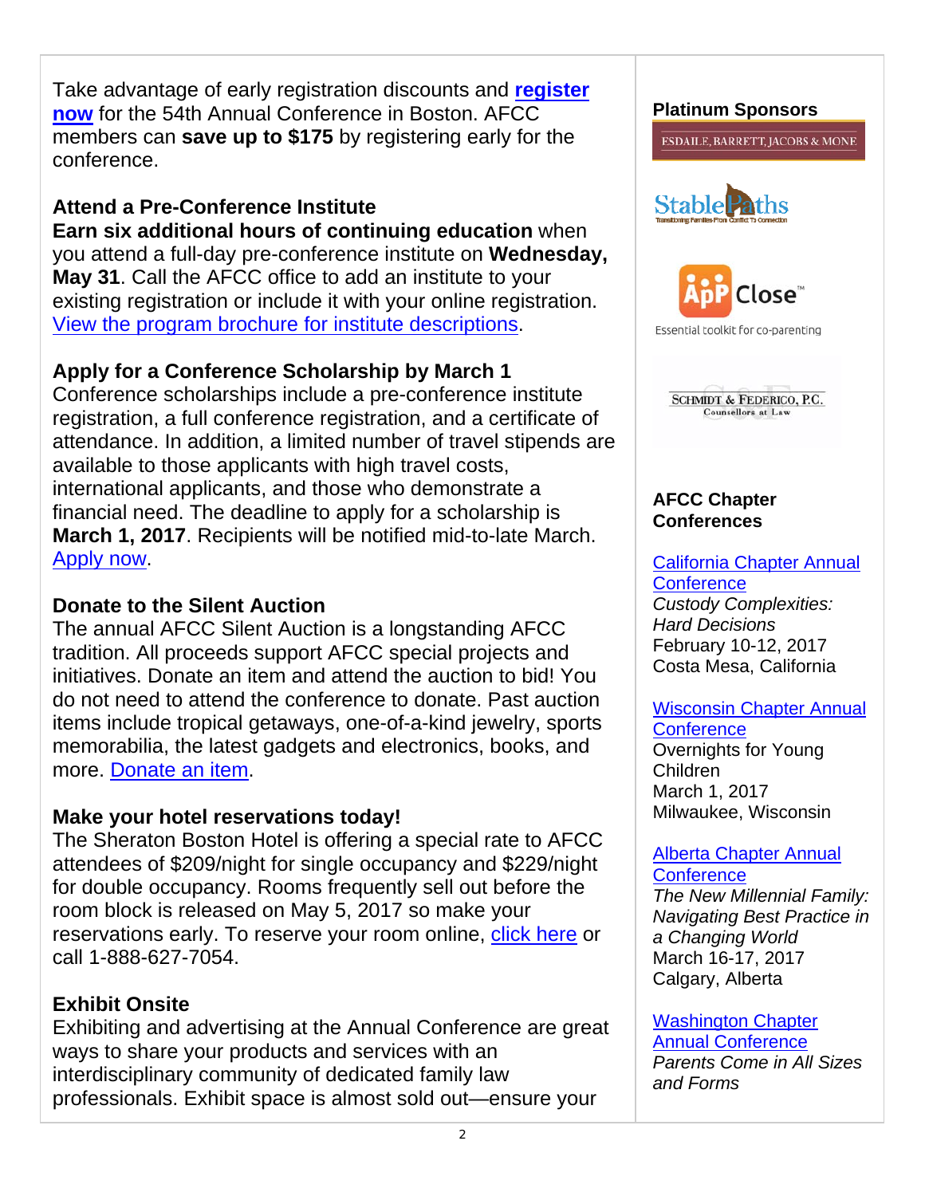Take advantage of early registration discounts and **register now** for the 54th Annual Conference in Boston. AFCC members can **save up to $175** by registering early for the conference.

### Attend a Pre-Conference Institute

**Earn six additional hours of continuing education** when you attend a full-day pre-conference institute on **Wednesday, May 31**. Call the AFCC office to add an institute to your existing registration or include it with your online registration. View the program brochure for institute descriptions.

### Apply for a Conference Scholarship by March 1

Conference scholarships include a pre-conference institute registration, a full conference registration, and a certificate of attendance. In addition, a limited number of travel stipends are available to those applicants with high travel costs, international applicants, and those who demonstrate a financial need. The deadline to apply for a scholarship is **March 1, 2017**. Recipients will be notified mid-to-late March. Apply now.

### Donate to the Silent Auction

The annual AFCC Silent Auction is a longstanding AFCC tradition. All proceeds support AFCC special projects and initiatives. Donate an item and attend the auction to bid! You do not need to attend the conference to donate. Past auction items include tropical getaways, one-of-a-kind jewelry, sports memorabilia, the latest gadgets and electronics, books, and more. Donate an item.

### Make your hotel reservations today!

The Sheraton Boston Hotel is offering a special rate to AFCC attendees of $209/night for single occupancy and $229/night for double occupancy. Rooms frequently sell out before the room block is released on May 5, 2017 so make your reservations early. To reserve your room online, click here or call 1-888-627-7054.

### Exhibit Onsite

Exhibiting and advertising at the Annual Conference are great ways to share your products and services with an interdisciplinary community of dedicated family law professionals. Exhibit space is almost sold out—ensure your

**Platinum Sponsors**

ESDAILE, BARRETT, JACOBS & MONE

StablePaths – Transitioning Families From Conflict To Connection

AppClose™ – Essential toolkit for co-parenting

SCHMIDT & FEDERICO, P.C. – Counsellors at Law

**AFCC Chapter Conferences**

California Chapter Annual Conference
*Custody Complexities: Hard Decisions*
February 10-12, 2017
Costa Mesa, California

Wisconsin Chapter Annual Conference
Overnights for Young Children
March 1, 2017
Milwaukee, Wisconsin

Alberta Chapter Annual Conference
*The New Millennial Family: Navigating Best Practice in a Changing World*
March 16-17, 2017
Calgary, Alberta

Washington Chapter Annual Conference
*Parents Come in All Sizes and Forms*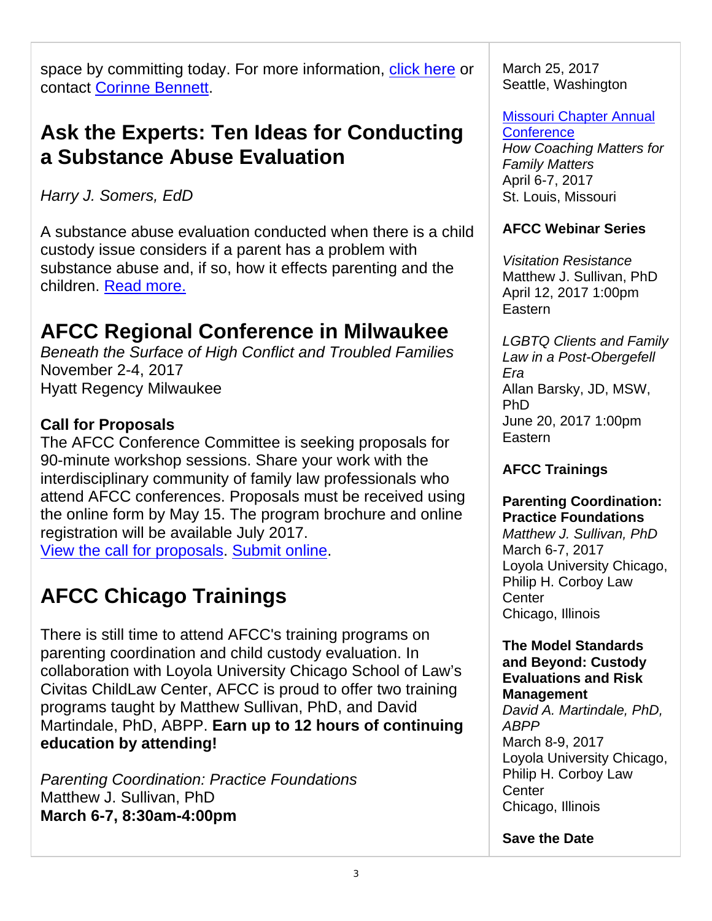space by committing today. For more information, [click here] or contact [Corinne Bennett].

## Ask the Experts: Ten Ideas for Conducting a Substance Abuse Evaluation

*Harry J. Somers, EdD*

A substance abuse evaluation conducted when there is a child custody issue considers if a parent has a problem with substance abuse and, if so, how it effects parenting and the children. [Read more.]

## AFCC Regional Conference in Milwaukee

*Beneath the Surface of High Conflict and Troubled Families*
November 2-4, 2017
Hyatt Regency Milwaukee

**Call for Proposals**
The AFCC Conference Committee is seeking proposals for 90-minute workshop sessions. Share your work with the interdisciplinary community of family law professionals who attend AFCC conferences. Proposals must be received using the online form by May 15. The program brochure and online registration will be available July 2017.
[View the call for proposals]. [Submit online].

## AFCC Chicago Trainings

There is still time to attend AFCC's training programs on parenting coordination and child custody evaluation. In collaboration with Loyola University Chicago School of Law's Civitas ChildLaw Center, AFCC is proud to offer two training programs taught by Matthew Sullivan, PhD, and David Martindale, PhD, ABPP. **Earn up to 12 hours of continuing education by attending!**

*Parenting Coordination: Practice Foundations*
Matthew J. Sullivan, PhD
**March 6-7, 8:30am-4:00pm**

March 25, 2017
Seattle, Washington

[Missouri Chapter Annual Conference]
*How Coaching Matters for Family Matters*
April 6-7, 2017
St. Louis, Missouri

**AFCC Webinar Series**

*Visitation Resistance*
Matthew J. Sullivan, PhD
April 12, 2017 1:00pm Eastern

*LGBTQ Clients and Family Law in a Post-Obergefell Era*
Allan Barsky, JD, MSW, PhD
June 20, 2017 1:00pm Eastern

**AFCC Trainings**

**Parenting Coordination: Practice Foundations**
*Matthew J. Sullivan, PhD*
March 6-7, 2017
Loyola University Chicago, Philip H. Corboy Law Center
Chicago, Illinois

**The Model Standards and Beyond: Custody Evaluations and Risk Management**
*David A. Martindale, PhD, ABPP*
March 8-9, 2017
Loyola University Chicago, Philip H. Corboy Law Center
Chicago, Illinois

**Save the Date**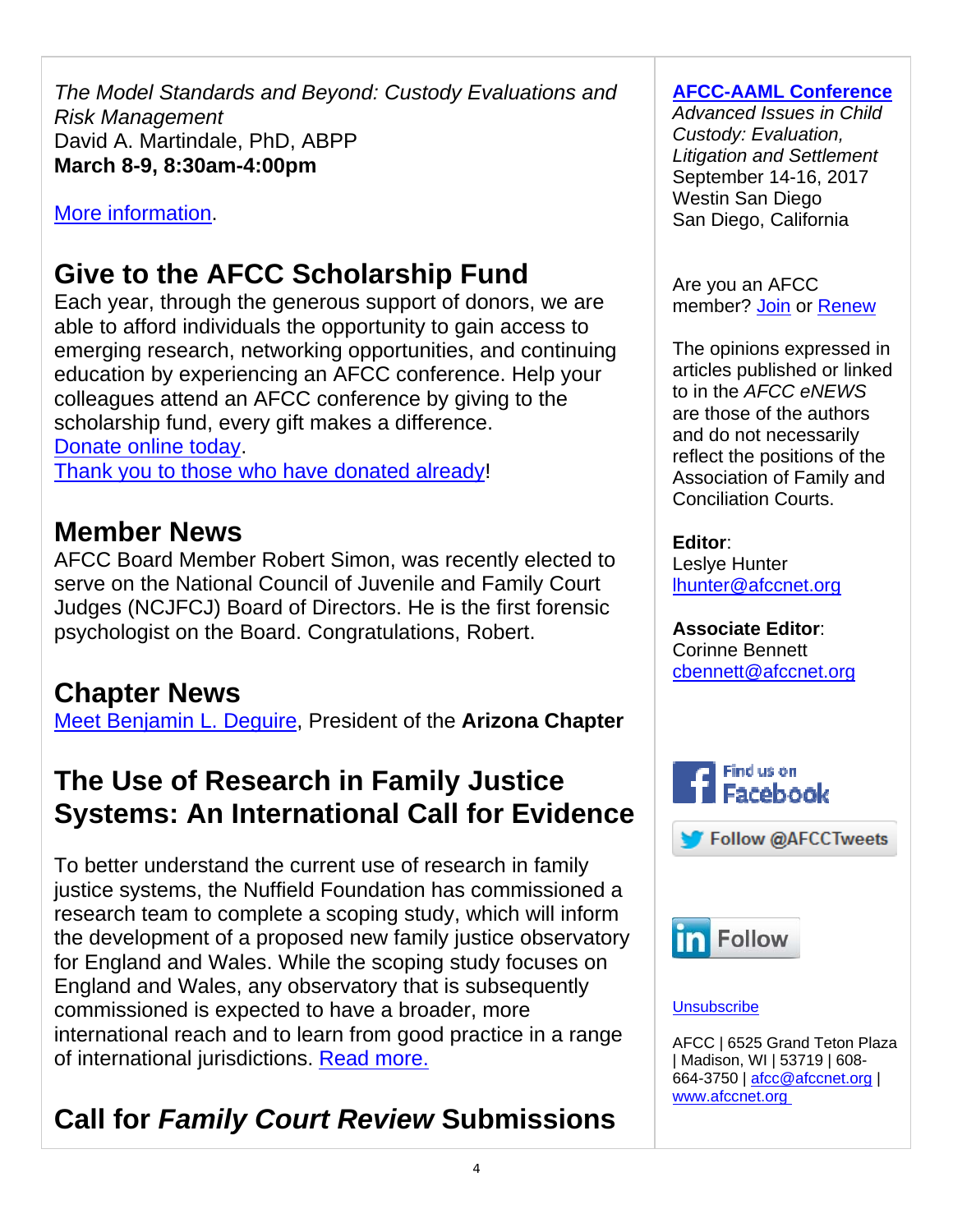*The Model Standards and Beyond: Custody Evaluations and Risk Management*
David A. Martindale, PhD, ABPP
**March 8-9, 8:30am-4:00pm**

More information.

## Give to the AFCC Scholarship Fund

Each year, through the generous support of donors, we are able to afford individuals the opportunity to gain access to emerging research, networking opportunities, and continuing education by experiencing an AFCC conference. Help your colleagues attend an AFCC conference by giving to the scholarship fund, every gift makes a difference.
Donate online today.
Thank you to those who have donated already!

## Member News

AFCC Board Member Robert Simon, was recently elected to serve on the National Council of Juvenile and Family Court Judges (NCJFCJ) Board of Directors. He is the first forensic psychologist on the Board. Congratulations, Robert.

## Chapter News

Meet Benjamin L. Deguire, President of the **Arizona Chapter**

## The Use of Research in Family Justice Systems: An International Call for Evidence

To better understand the current use of research in family justice systems, the Nuffield Foundation has commissioned a research team to complete a scoping study, which will inform the development of a proposed new family justice observatory for England and Wales. While the scoping study focuses on England and Wales, any observatory that is subsequently commissioned is expected to have a broader, more international reach and to learn from good practice in a range of international jurisdictions. Read more.

## Call for *Family Court Review* Submissions

**AFCC-AAML Conference**
*Advanced Issues in Child Custody: Evaluation, Litigation and Settlement*
September 14-16, 2017
Westin San Diego
San Diego, California

Are you an AFCC member? Join or Renew

The opinions expressed in articles published or linked to in the *AFCC eNEWS* are those of the authors and do not necessarily reflect the positions of the Association of Family and Conciliation Courts.

**Editor**:
Leslye Hunter
lhunter@afccnet.org

**Associate Editor**:
Corinne Bennett
cbennett@afccnet.org

Find us on Facebook

Follow @AFCCTweets

Follow

Unsubscribe

AFCC | 6525 Grand Teton Plaza | Madison, WI | 53719 | 608-664-3750 | afcc@afccnet.org | www.afccnet.org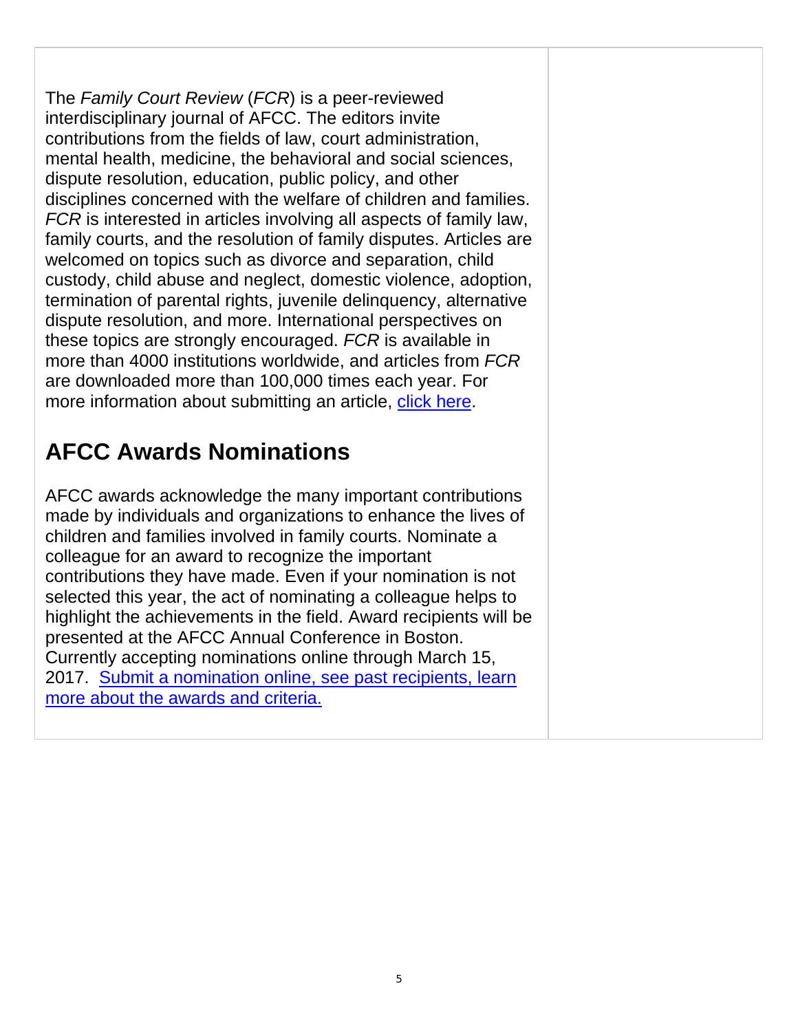The *Family Court Review* (*FCR*) is a peer-reviewed interdisciplinary journal of AFCC. The editors invite contributions from the fields of law, court administration, mental health, medicine, the behavioral and social sciences, dispute resolution, education, public policy, and other disciplines concerned with the welfare of children and families. *FCR* is interested in articles involving all aspects of family law, family courts, and the resolution of family disputes. Articles are welcomed on topics such as divorce and separation, child custody, child abuse and neglect, domestic violence, adoption, termination of parental rights, juvenile delinquency, alternative dispute resolution, and more. International perspectives on these topics are strongly encouraged. *FCR* is available in more than 4000 institutions worldwide, and articles from *FCR* are downloaded more than 100,000 times each year. For more information about submitting an article, click here.

## AFCC Awards Nominations

AFCC awards acknowledge the many important contributions made by individuals and organizations to enhance the lives of children and families involved in family courts. Nominate a colleague for an award to recognize the important contributions they have made. Even if your nomination is not selected this year, the act of nominating a colleague helps to highlight the achievements in the field. Award recipients will be presented at the AFCC Annual Conference in Boston. Currently accepting nominations online through March 15, 2017. Submit a nomination online, see past recipients, learn more about the awards and criteria.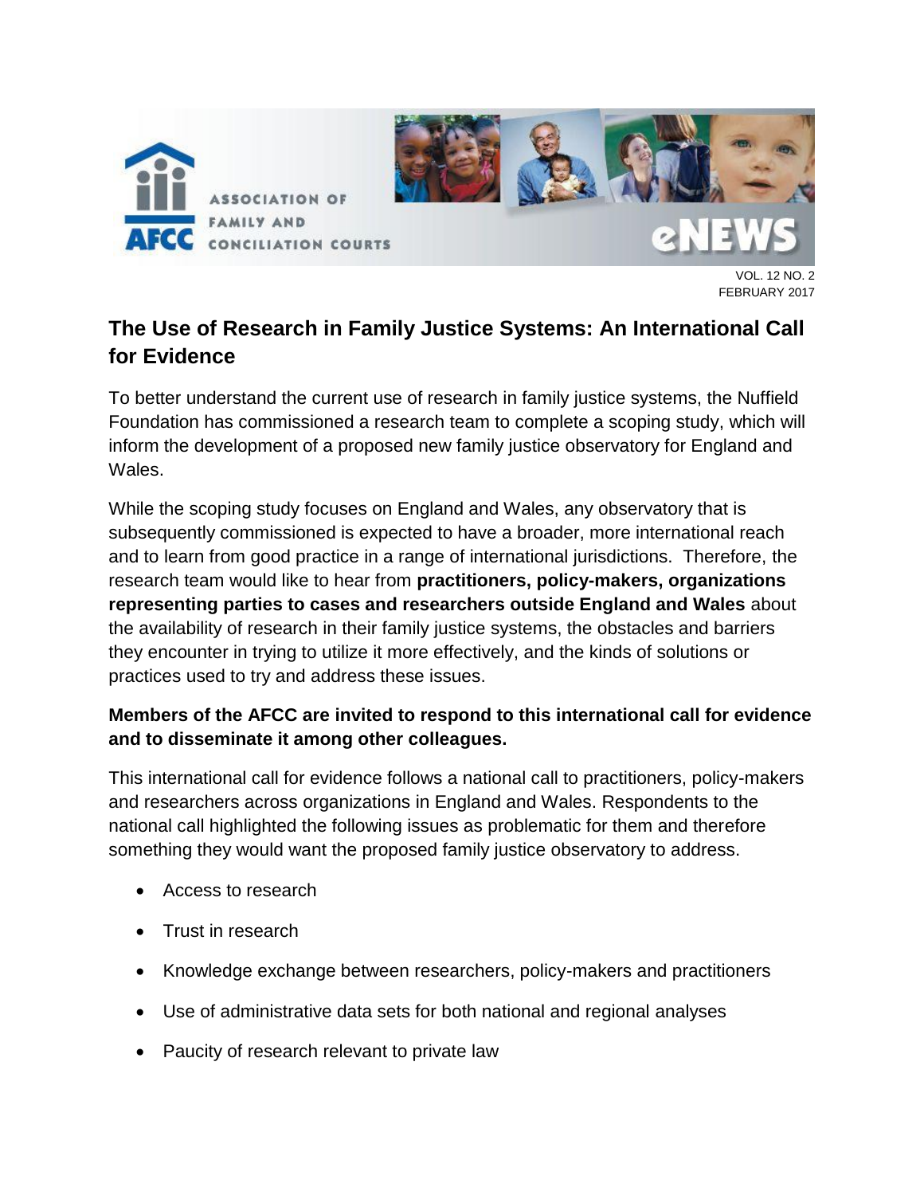## The Use of Research in Family Justice Systems: An International Call for Evidence

To better understand the current use of research in family justice systems, the Nuffield Foundation has commissioned a research team to complete a scoping study, which will inform the development of a proposed new family justice observatory for England and Wales.

While the scoping study focuses on England and Wales, any observatory that is subsequently commissioned is expected to have a broader, more international reach and to learn from good practice in a range of international jurisdictions. Therefore, the research team would like to hear from **practitioners, policy-makers, organizations representing parties to cases and researchers outside England and Wales** about the availability of research in their family justice systems, the obstacles and barriers they encounter in trying to utilize it more effectively, and the kinds of solutions or practices used to try and address these issues.

**Members of the AFCC are invited to respond to this international call for evidence and to disseminate it among other colleagues.**

This international call for evidence follows a national call to practitioners, policy-makers and researchers across organizations in England and Wales. Respondents to the national call highlighted the following issues as problematic for them and therefore something they would want the proposed family justice observatory to address.

- Access to research
- Trust in research
- Knowledge exchange between researchers, policy-makers and practitioners
- Use of administrative data sets for both national and regional analyses
- Paucity of research relevant to private law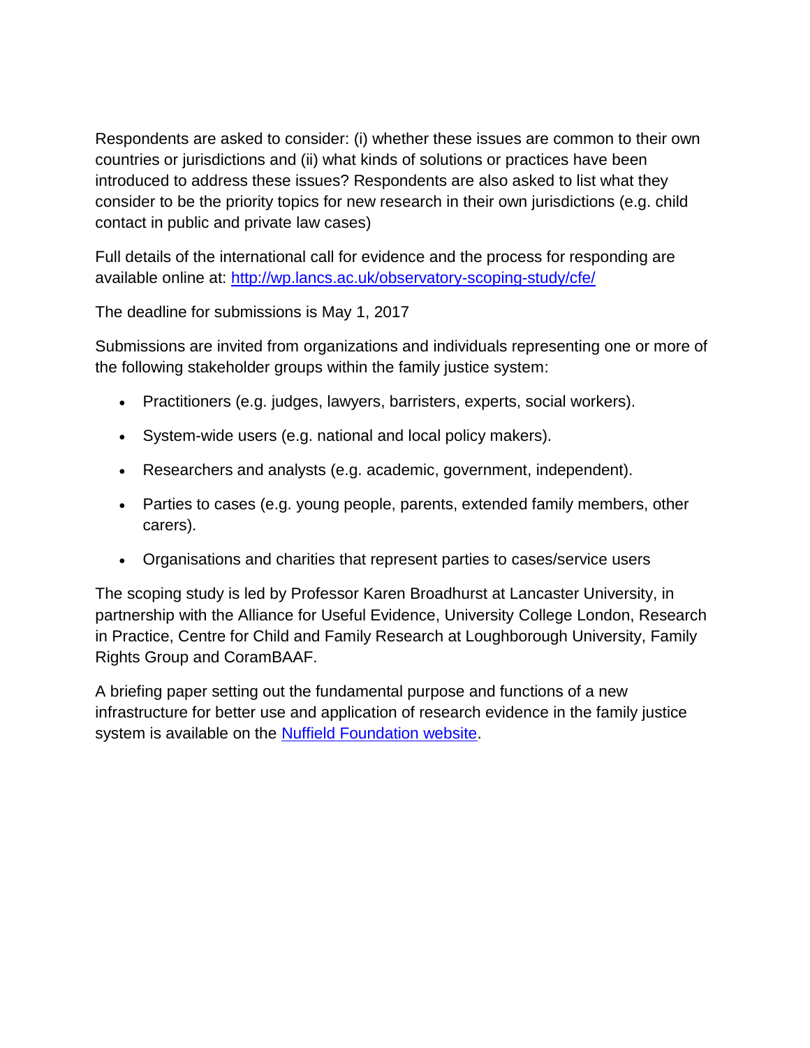Respondents are asked to consider: (i) whether these issues are common to their own countries or jurisdictions and (ii) what kinds of solutions or practices have been introduced to address these issues? Respondents are also asked to list what they consider to be the priority topics for new research in their own jurisdictions (e.g. child contact in public and private law cases)

Full details of the international call for evidence and the process for responding are available online at: [http://wp.lancs.ac.uk/observatory-scoping-study/cfe/](http://wp.lancs.ac.uk/observatory-scoping-study/cfe/)

The deadline for submissions is May 1, 2017

Submissions are invited from organizations and individuals representing one or more of the following stakeholder groups within the family justice system:

- Practitioners (e.g. judges, lawyers, barristers, experts, social workers).
- System-wide users (e.g. national and local policy makers).
- Researchers and analysts (e.g. academic, government, independent).
- Parties to cases (e.g. young people, parents, extended family members, other carers).
- Organisations and charities that represent parties to cases/service users

The scoping study is led by Professor Karen Broadhurst at Lancaster University, in partnership with the Alliance for Useful Evidence, University College London, Research in Practice, Centre for Child and Family Research at Loughborough University, Family Rights Group and CoramBAAF.

A briefing paper setting out the fundamental purpose and functions of a new infrastructure for better use and application of research evidence in the family justice system is available on the Nuffield Foundation website.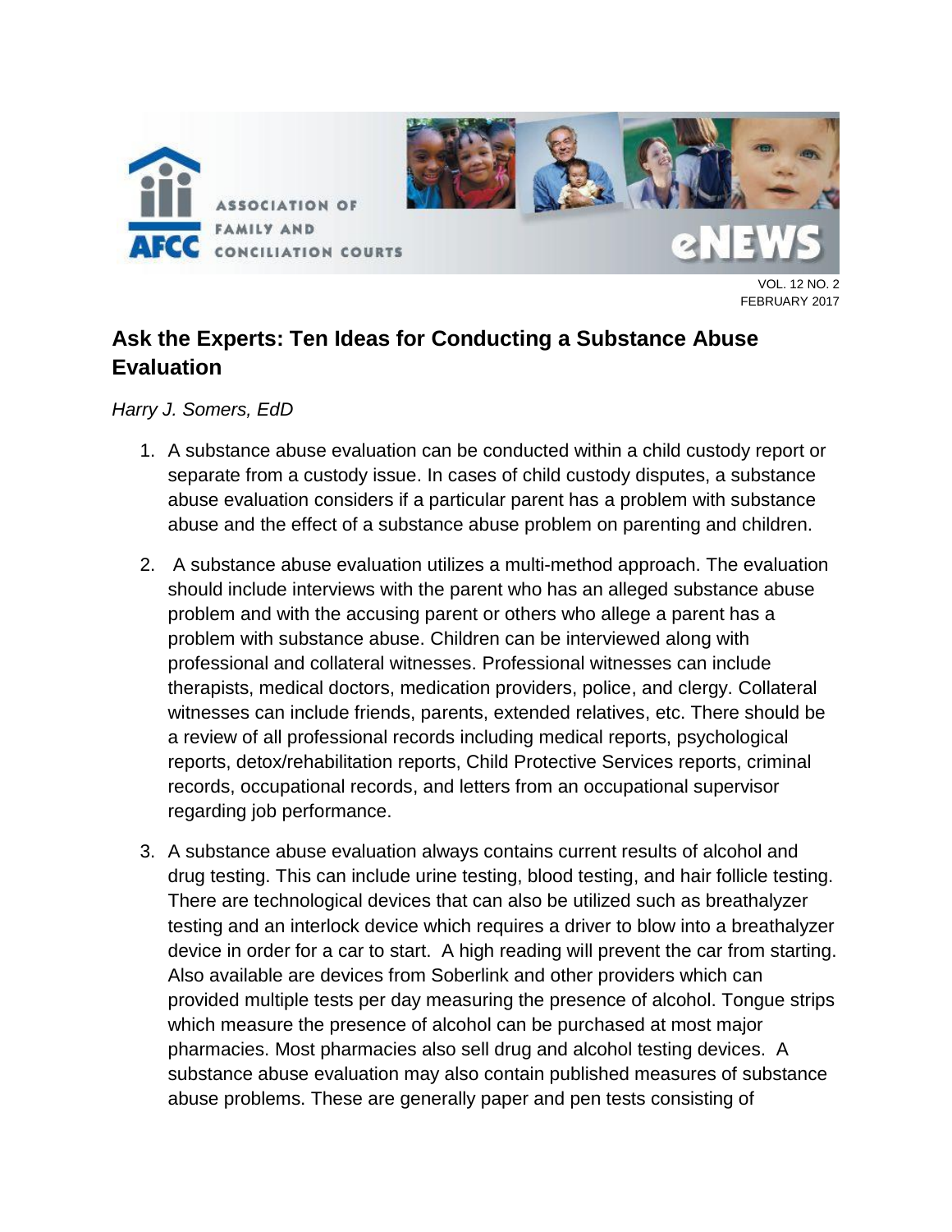## Ask the Experts: Ten Ideas for Conducting a Substance Abuse Evaluation

*Harry J. Somers, EdD*

1. A substance abuse evaluation can be conducted within a child custody report or separate from a custody issue. In cases of child custody disputes, a substance abuse evaluation considers if a particular parent has a problem with substance abuse and the effect of a substance abuse problem on parenting and children.

2. A substance abuse evaluation utilizes a multi-method approach. The evaluation should include interviews with the parent who has an alleged substance abuse problem and with the accusing parent or others who allege a parent has a problem with substance abuse. Children can be interviewed along with professional and collateral witnesses. Professional witnesses can include therapists, medical doctors, medication providers, police, and clergy. Collateral witnesses can include friends, parents, extended relatives, etc. There should be a review of all professional records including medical reports, psychological reports, detox/rehabilitation reports, Child Protective Services reports, criminal records, occupational records, and letters from an occupational supervisor regarding job performance.

3. A substance abuse evaluation always contains current results of alcohol and drug testing. This can include urine testing, blood testing, and hair follicle testing. There are technological devices that can also be utilized such as breathalyzer testing and an interlock device which requires a driver to blow into a breathalyzer device in order for a car to start. A high reading will prevent the car from starting. Also available are devices from Soberlink and other providers which can provided multiple tests per day measuring the presence of alcohol. Tongue strips which measure the presence of alcohol can be purchased at most major pharmacies. Most pharmacies also sell drug and alcohol testing devices. A substance abuse evaluation may also contain published measures of substance abuse problems. These are generally paper and pen tests consisting of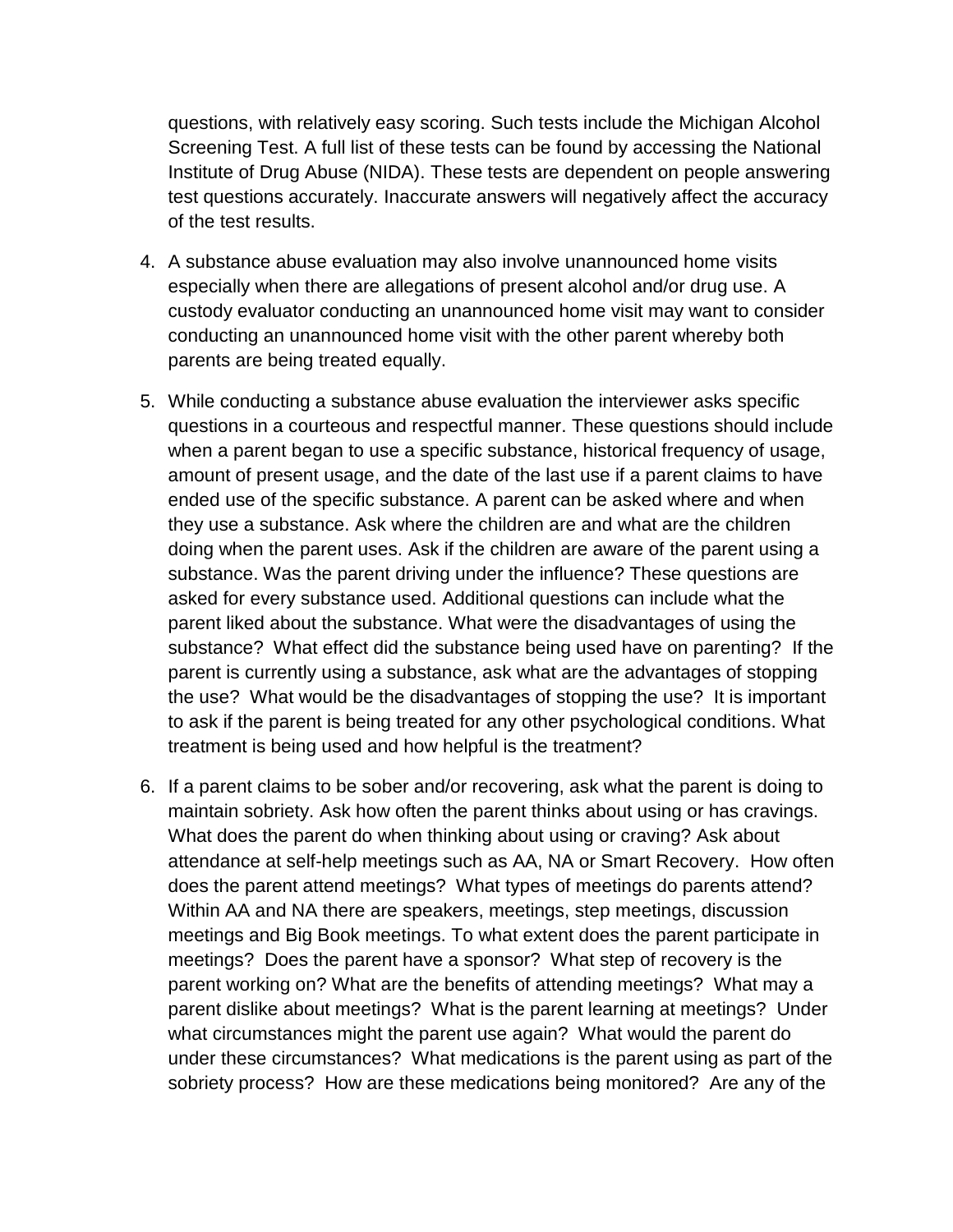questions, with relatively easy scoring. Such tests include the Michigan Alcohol Screening Test. A full list of these tests can be found by accessing the National Institute of Drug Abuse (NIDA). These tests are dependent on people answering test questions accurately. Inaccurate answers will negatively affect the accuracy of the test results.

4. A substance abuse evaluation may also involve unannounced home visits especially when there are allegations of present alcohol and/or drug use. A custody evaluator conducting an unannounced home visit may want to consider conducting an unannounced home visit with the other parent whereby both parents are being treated equally.

5. While conducting a substance abuse evaluation the interviewer asks specific questions in a courteous and respectful manner. These questions should include when a parent began to use a specific substance, historical frequency of usage, amount of present usage, and the date of the last use if a parent claims to have ended use of the specific substance. A parent can be asked where and when they use a substance. Ask where the children are and what are the children doing when the parent uses. Ask if the children are aware of the parent using a substance. Was the parent driving under the influence? These questions are asked for every substance used. Additional questions can include what the parent liked about the substance. What were the disadvantages of using the substance? What effect did the substance being used have on parenting? If the parent is currently using a substance, ask what are the advantages of stopping the use? What would be the disadvantages of stopping the use? It is important to ask if the parent is being treated for any other psychological conditions. What treatment is being used and how helpful is the treatment?

6. If a parent claims to be sober and/or recovering, ask what the parent is doing to maintain sobriety. Ask how often the parent thinks about using or has cravings. What does the parent do when thinking about using or craving? Ask about attendance at self-help meetings such as AA, NA or Smart Recovery. How often does the parent attend meetings? What types of meetings do parents attend? Within AA and NA there are speakers, meetings, step meetings, discussion meetings and Big Book meetings. To what extent does the parent participate in meetings? Does the parent have a sponsor? What step of recovery is the parent working on? What are the benefits of attending meetings? What may a parent dislike about meetings? What is the parent learning at meetings? Under what circumstances might the parent use again? What would the parent do under these circumstances? What medications is the parent using as part of the sobriety process? How are these medications being monitored? Are any of the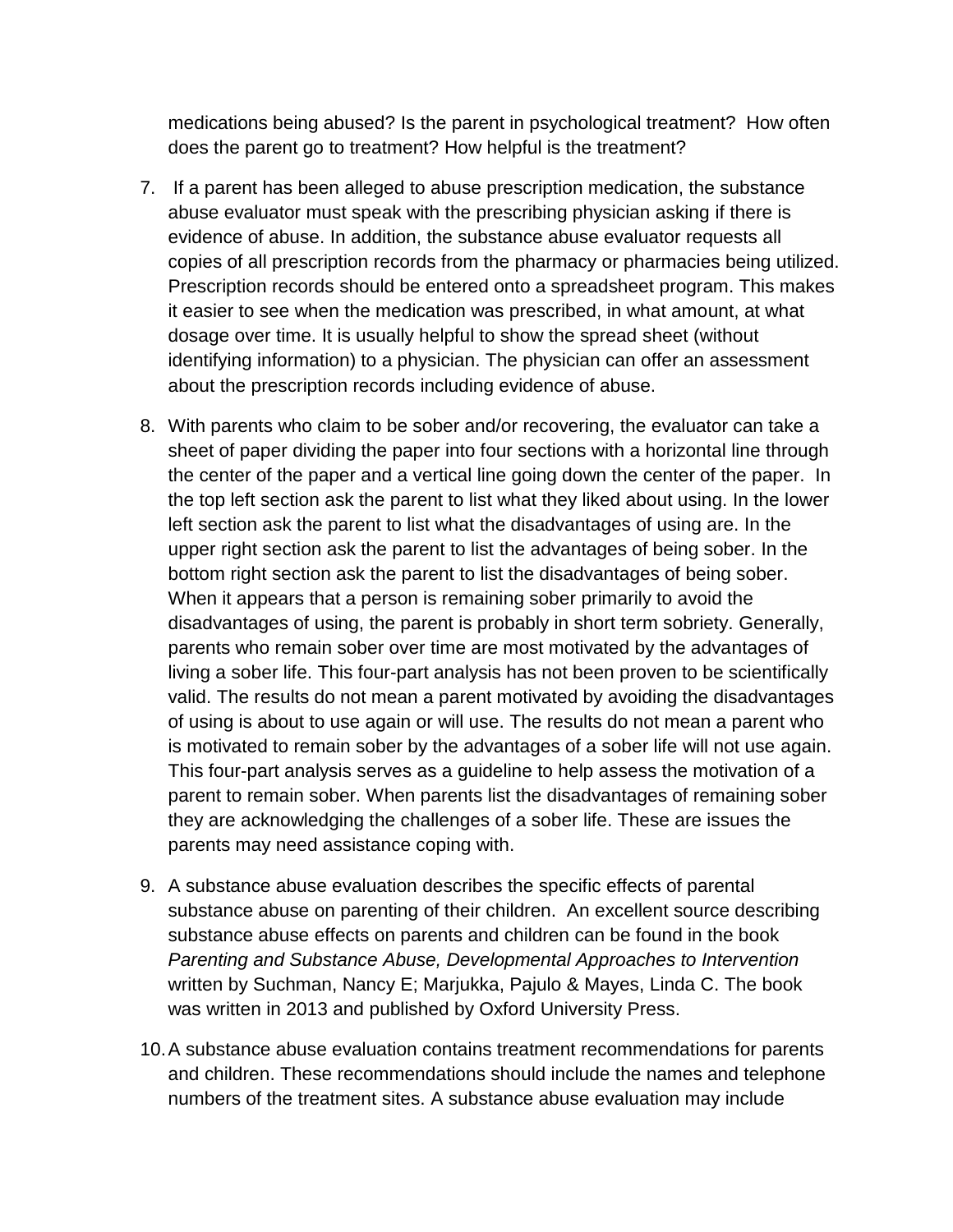medications being abused? Is the parent in psychological treatment? How often does the parent go to treatment? How helpful is the treatment?

7. If a parent has been alleged to abuse prescription medication, the substance abuse evaluator must speak with the prescribing physician asking if there is evidence of abuse. In addition, the substance abuse evaluator requests all copies of all prescription records from the pharmacy or pharmacies being utilized. Prescription records should be entered onto a spreadsheet program. This makes it easier to see when the medication was prescribed, in what amount, at what dosage over time. It is usually helpful to show the spread sheet (without identifying information) to a physician. The physician can offer an assessment about the prescription records including evidence of abuse.

8. With parents who claim to be sober and/or recovering, the evaluator can take a sheet of paper dividing the paper into four sections with a horizontal line through the center of the paper and a vertical line going down the center of the paper. In the top left section ask the parent to list what they liked about using. In the lower left section ask the parent to list what the disadvantages of using are. In the upper right section ask the parent to list the advantages of being sober. In the bottom right section ask the parent to list the disadvantages of being sober. When it appears that a person is remaining sober primarily to avoid the disadvantages of using, the parent is probably in short term sobriety. Generally, parents who remain sober over time are most motivated by the advantages of living a sober life. This four-part analysis has not been proven to be scientifically valid. The results do not mean a parent motivated by avoiding the disadvantages of using is about to use again or will use. The results do not mean a parent who is motivated to remain sober by the advantages of a sober life will not use again. This four-part analysis serves as a guideline to help assess the motivation of a parent to remain sober. When parents list the disadvantages of remaining sober they are acknowledging the challenges of a sober life. These are issues the parents may need assistance coping with.

9. A substance abuse evaluation describes the specific effects of parental substance abuse on parenting of their children. An excellent source describing substance abuse effects on parents and children can be found in the book *Parenting and Substance Abuse, Developmental Approaches to Intervention* written by Suchman, Nancy E; Marjukka, Pajulo & Mayes, Linda C. The book was written in 2013 and published by Oxford University Press.

10. A substance abuse evaluation contains treatment recommendations for parents and children. These recommendations should include the names and telephone numbers of the treatment sites. A substance abuse evaluation may include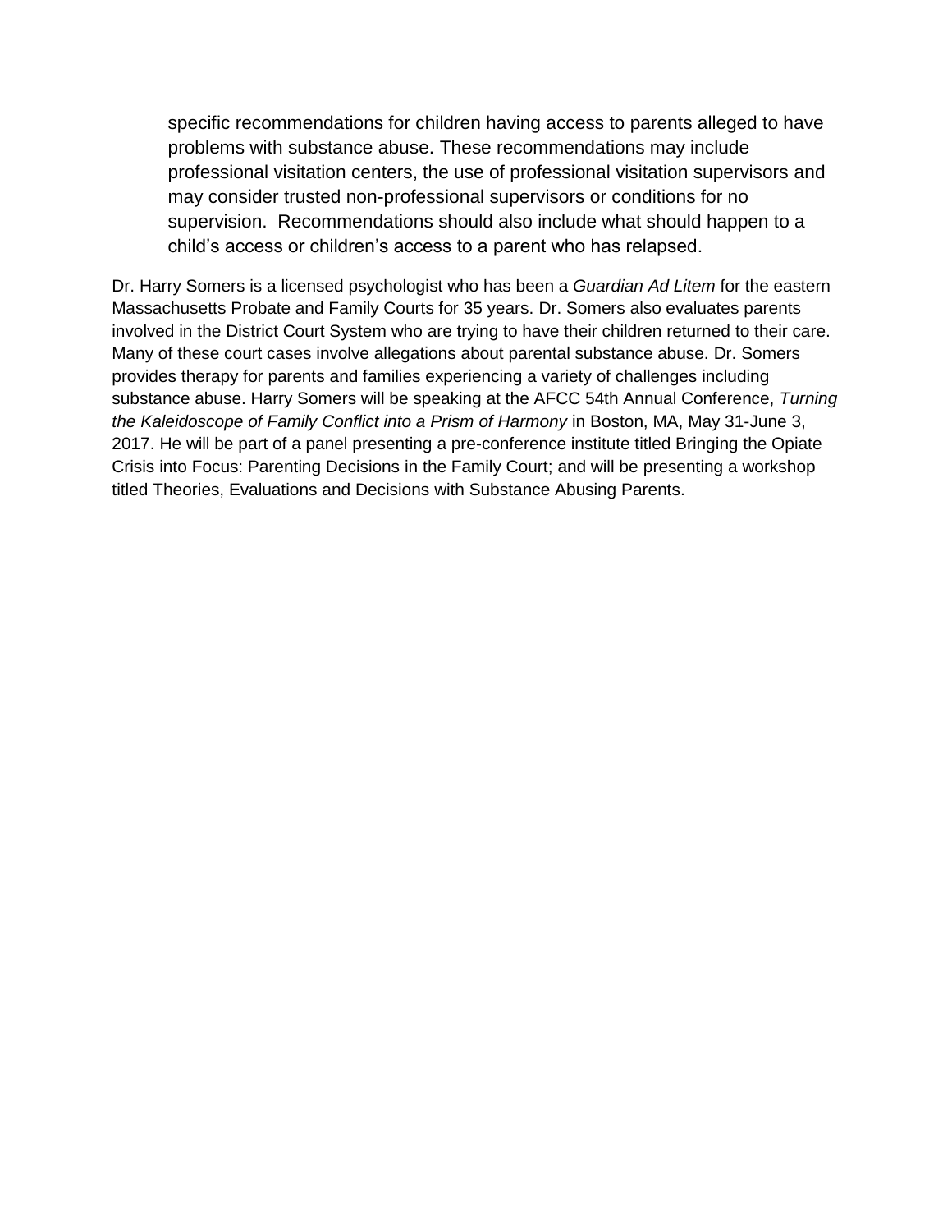specific recommendations for children having access to parents alleged to have problems with substance abuse. These recommendations may include professional visitation centers, the use of professional visitation supervisors and may consider trusted non-professional supervisors or conditions for no supervision. Recommendations should also include what should happen to a child's access or children's access to a parent who has relapsed.

Dr. Harry Somers is a licensed psychologist who has been a *Guardian Ad Litem* for the eastern Massachusetts Probate and Family Courts for 35 years. Dr. Somers also evaluates parents involved in the District Court System who are trying to have their children returned to their care. Many of these court cases involve allegations about parental substance abuse. Dr. Somers provides therapy for parents and families experiencing a variety of challenges including substance abuse. Harry Somers will be speaking at the AFCC 54th Annual Conference, *Turning the Kaleidoscope of Family Conflict into a Prism of Harmony* in Boston, MA, May 31-June 3, 2017. He will be part of a panel presenting a pre-conference institute titled Bringing the Opiate Crisis into Focus: Parenting Decisions in the Family Court; and will be presenting a workshop titled Theories, Evaluations and Decisions with Substance Abusing Parents.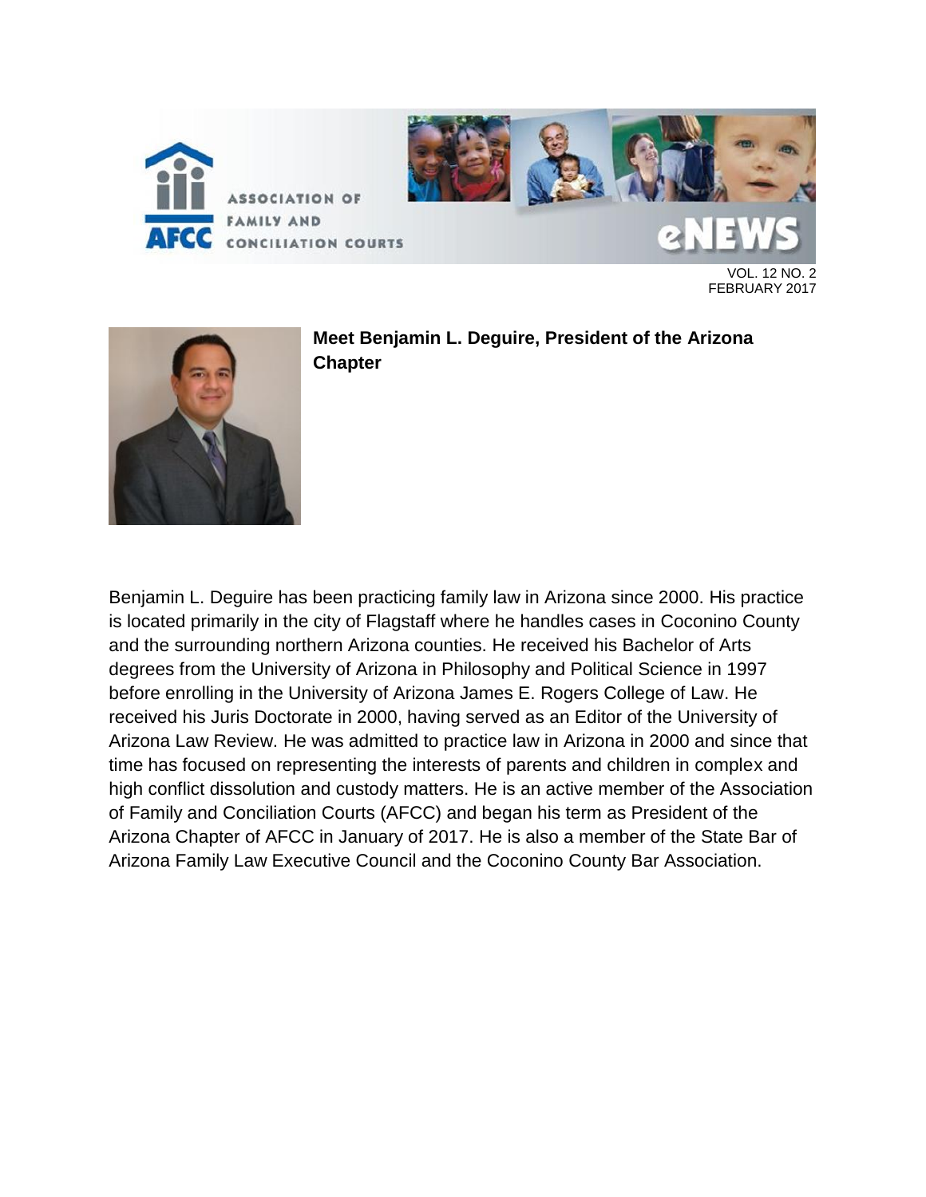### Meet Benjamin L. Deguire, President of the Arizona Chapter

Benjamin L. Deguire has been practicing family law in Arizona since 2000. His practice is located primarily in the city of Flagstaff where he handles cases in Coconino County and the surrounding northern Arizona counties. He received his Bachelor of Arts degrees from the University of Arizona in Philosophy and Political Science in 1997 before enrolling in the University of Arizona James E. Rogers College of Law. He received his Juris Doctorate in 2000, having served as an Editor of the University of Arizona Law Review. He was admitted to practice law in Arizona in 2000 and since that time has focused on representing the interests of parents and children in complex and high conflict dissolution and custody matters. He is an active member of the Association of Family and Conciliation Courts (AFCC) and began his term as President of the Arizona Chapter of AFCC in January of 2017. He is also a member of the State Bar of Arizona Family Law Executive Council and the Coconino County Bar Association.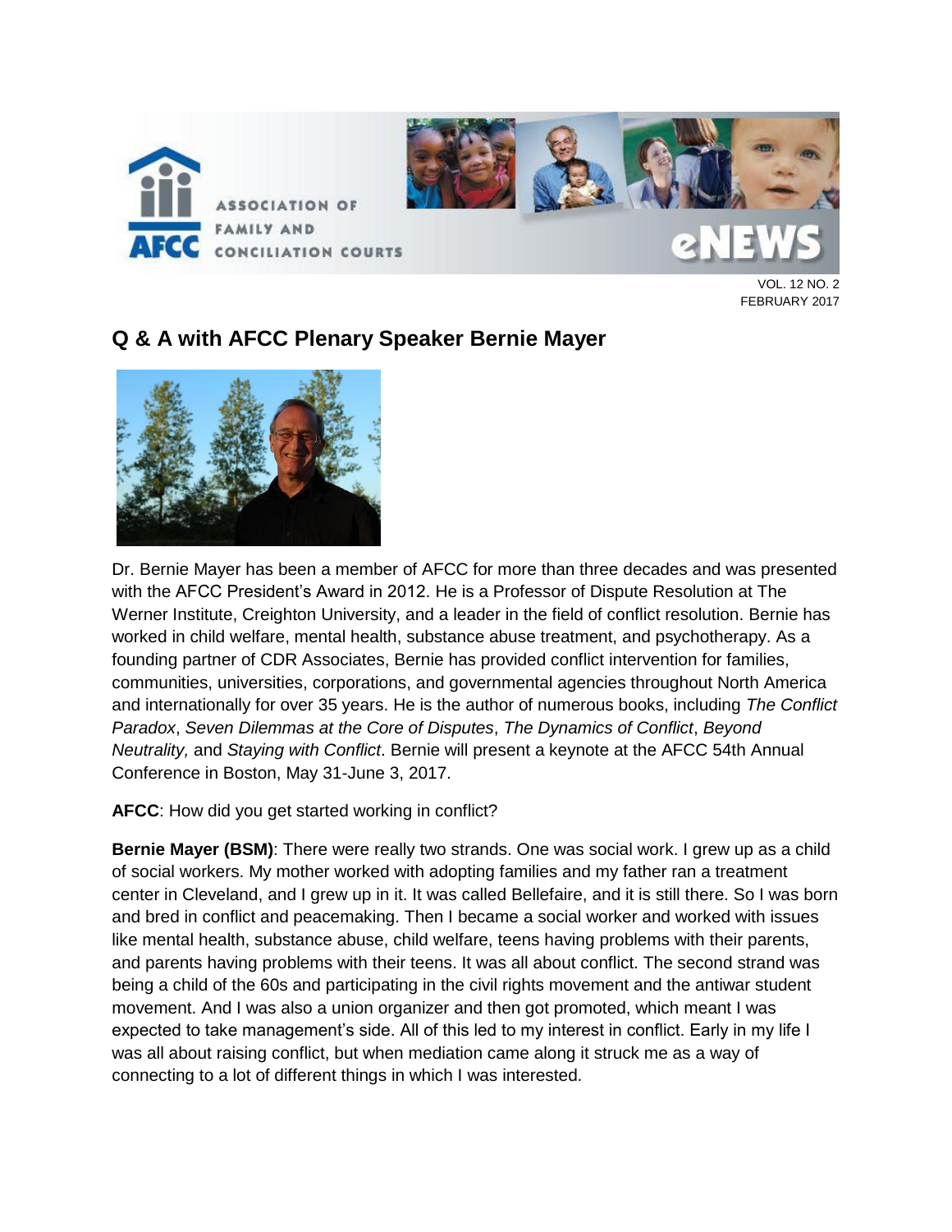VOL. 12 NO. 2
FEBRUARY 2017

## Q & A with AFCC Plenary Speaker Bernie Mayer

Dr. Bernie Mayer has been a member of AFCC for more than three decades and was presented with the AFCC President's Award in 2012. He is a Professor of Dispute Resolution at The Werner Institute, Creighton University, and a leader in the field of conflict resolution. Bernie has worked in child welfare, mental health, substance abuse treatment, and psychotherapy. As a founding partner of CDR Associates, Bernie has provided conflict intervention for families, communities, universities, corporations, and governmental agencies throughout North America and internationally for over 35 years. He is the author of numerous books, including *The Conflict Paradox*, *Seven Dilemmas at the Core of Disputes*, *The Dynamics of Conflict*, *Beyond Neutrality,* and *Staying with Conflict*. Bernie will present a keynote at the AFCC 54th Annual Conference in Boston, May 31-June 3, 2017.

**AFCC**: How did you get started working in conflict?

**Bernie Mayer (BSM)**: There were really two strands. One was social work. I grew up as a child of social workers. My mother worked with adopting families and my father ran a treatment center in Cleveland, and I grew up in it. It was called Bellefaire, and it is still there. So I was born and bred in conflict and peacemaking. Then I became a social worker and worked with issues like mental health, substance abuse, child welfare, teens having problems with their parents, and parents having problems with their teens. It was all about conflict. The second strand was being a child of the 60s and participating in the civil rights movement and the antiwar student movement. And I was also a union organizer and then got promoted, which meant I was expected to take management's side. All of this led to my interest in conflict. Early in my life I was all about raising conflict, but when mediation came along it struck me as a way of connecting to a lot of different things in which I was interested.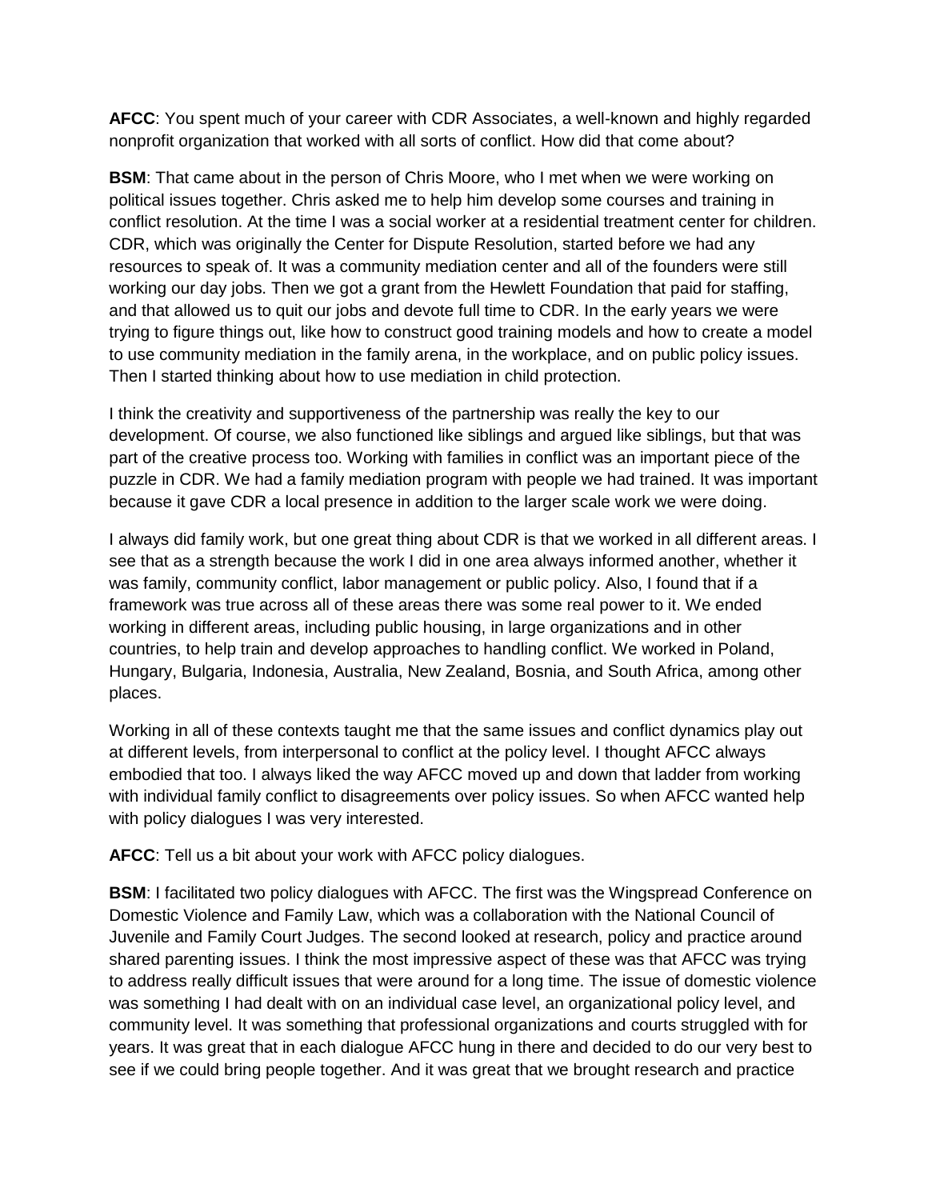**AFCC**: You spent much of your career with CDR Associates, a well-known and highly regarded nonprofit organization that worked with all sorts of conflict. How did that come about?

**BSM**: That came about in the person of Chris Moore, who I met when we were working on political issues together. Chris asked me to help him develop some courses and training in conflict resolution. At the time I was a social worker at a residential treatment center for children. CDR, which was originally the Center for Dispute Resolution, started before we had any resources to speak of. It was a community mediation center and all of the founders were still working our day jobs. Then we got a grant from the Hewlett Foundation that paid for staffing, and that allowed us to quit our jobs and devote full time to CDR. In the early years we were trying to figure things out, like how to construct good training models and how to create a model to use community mediation in the family arena, in the workplace, and on public policy issues. Then I started thinking about how to use mediation in child protection.

I think the creativity and supportiveness of the partnership was really the key to our development. Of course, we also functioned like siblings and argued like siblings, but that was part of the creative process too. Working with families in conflict was an important piece of the puzzle in CDR. We had a family mediation program with people we had trained. It was important because it gave CDR a local presence in addition to the larger scale work we were doing.

I always did family work, but one great thing about CDR is that we worked in all different areas. I see that as a strength because the work I did in one area always informed another, whether it was family, community conflict, labor management or public policy. Also, I found that if a framework was true across all of these areas there was some real power to it. We ended working in different areas, including public housing, in large organizations and in other countries, to help train and develop approaches to handling conflict. We worked in Poland, Hungary, Bulgaria, Indonesia, Australia, New Zealand, Bosnia, and South Africa, among other places.

Working in all of these contexts taught me that the same issues and conflict dynamics play out at different levels, from interpersonal to conflict at the policy level. I thought AFCC always embodied that too. I always liked the way AFCC moved up and down that ladder from working with individual family conflict to disagreements over policy issues. So when AFCC wanted help with policy dialogues I was very interested.

**AFCC**: Tell us a bit about your work with AFCC policy dialogues.

**BSM**: I facilitated two policy dialogues with AFCC. The first was the Wingspread Conference on Domestic Violence and Family Law, which was a collaboration with the National Council of Juvenile and Family Court Judges. The second looked at research, policy and practice around shared parenting issues. I think the most impressive aspect of these was that AFCC was trying to address really difficult issues that were around for a long time. The issue of domestic violence was something I had dealt with on an individual case level, an organizational policy level, and community level. It was something that professional organizations and courts struggled with for years. It was great that in each dialogue AFCC hung in there and decided to do our very best to see if we could bring people together. And it was great that we brought research and practice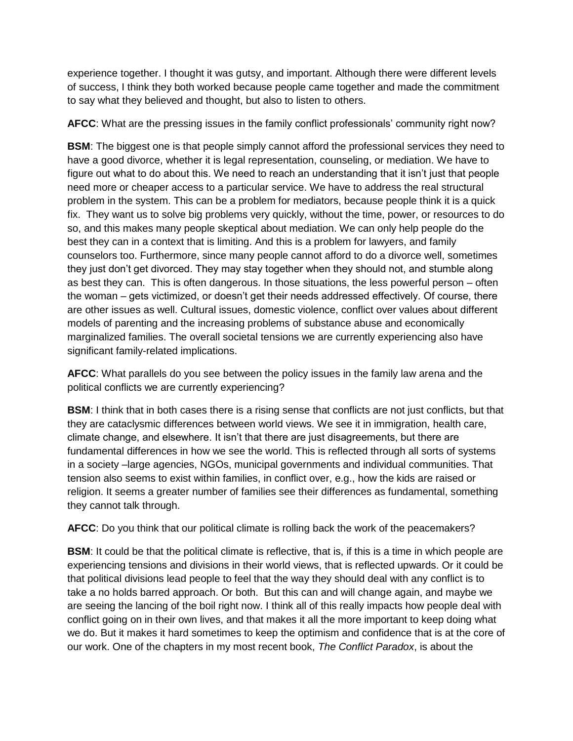experience together. I thought it was gutsy, and important. Although there were different levels of success, I think they both worked because people came together and made the commitment to say what they believed and thought, but also to listen to others.

**AFCC**: What are the pressing issues in the family conflict professionals' community right now?

**BSM**: The biggest one is that people simply cannot afford the professional services they need to have a good divorce, whether it is legal representation, counseling, or mediation. We have to figure out what to do about this. We need to reach an understanding that it isn't just that people need more or cheaper access to a particular service. We have to address the real structural problem in the system. This can be a problem for mediators, because people think it is a quick fix. They want us to solve big problems very quickly, without the time, power, or resources to do so, and this makes many people skeptical about mediation. We can only help people do the best they can in a context that is limiting. And this is a problem for lawyers, and family counselors too. Furthermore, since many people cannot afford to do a divorce well, sometimes they just don't get divorced. They may stay together when they should not, and stumble along as best they can. This is often dangerous. In those situations, the less powerful person – often the woman – gets victimized, or doesn't get their needs addressed effectively. Of course, there are other issues as well. Cultural issues, domestic violence, conflict over values about different models of parenting and the increasing problems of substance abuse and economically marginalized families. The overall societal tensions we are currently experiencing also have significant family-related implications.

**AFCC**: What parallels do you see between the policy issues in the family law arena and the political conflicts we are currently experiencing?

**BSM**: I think that in both cases there is a rising sense that conflicts are not just conflicts, but that they are cataclysmic differences between world views. We see it in immigration, health care, climate change, and elsewhere. It isn't that there are just disagreements, but there are fundamental differences in how we see the world. This is reflected through all sorts of systems in a society –large agencies, NGOs, municipal governments and individual communities. That tension also seems to exist within families, in conflict over, e.g., how the kids are raised or religion. It seems a greater number of families see their differences as fundamental, something they cannot talk through.

**AFCC**: Do you think that our political climate is rolling back the work of the peacemakers?

**BSM**: It could be that the political climate is reflective, that is, if this is a time in which people are experiencing tensions and divisions in their world views, that is reflected upwards. Or it could be that political divisions lead people to feel that the way they should deal with any conflict is to take a no holds barred approach. Or both. But this can and will change again, and maybe we are seeing the lancing of the boil right now. I think all of this really impacts how people deal with conflict going on in their own lives, and that makes it all the more important to keep doing what we do. But it makes it hard sometimes to keep the optimism and confidence that is at the core of our work. One of the chapters in my most recent book, *The Conflict Paradox*, is about the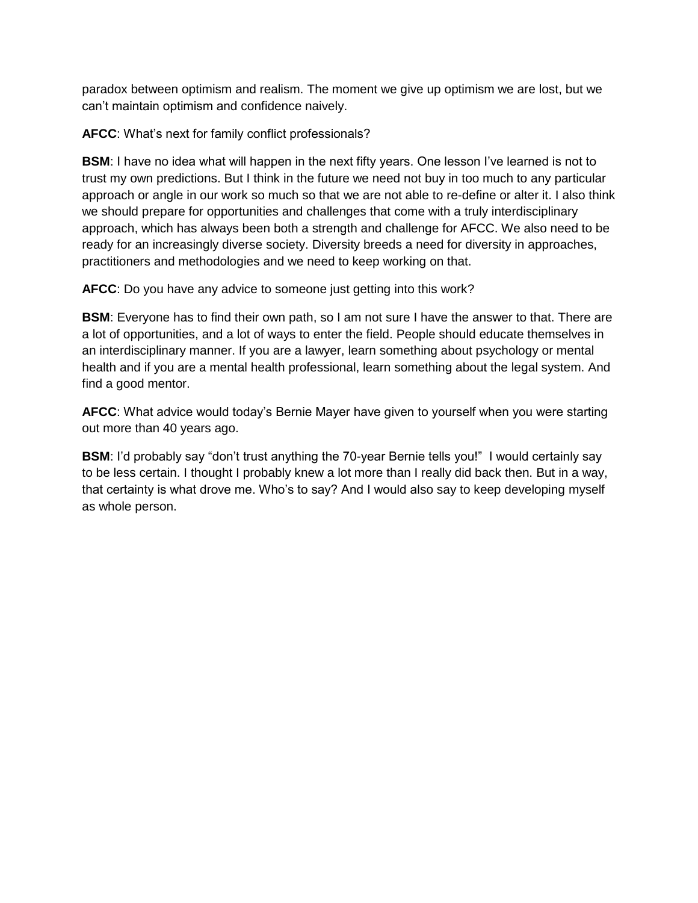paradox between optimism and realism. The moment we give up optimism we are lost, but we can't maintain optimism and confidence naively.

**AFCC**: What's next for family conflict professionals?

**BSM**: I have no idea what will happen in the next fifty years. One lesson I've learned is not to trust my own predictions. But I think in the future we need not buy in too much to any particular approach or angle in our work so much so that we are not able to re-define or alter it. I also think we should prepare for opportunities and challenges that come with a truly interdisciplinary approach, which has always been both a strength and challenge for AFCC. We also need to be ready for an increasingly diverse society. Diversity breeds a need for diversity in approaches, practitioners and methodologies and we need to keep working on that.

**AFCC**: Do you have any advice to someone just getting into this work?

**BSM**: Everyone has to find their own path, so I am not sure I have the answer to that. There are a lot of opportunities, and a lot of ways to enter the field. People should educate themselves in an interdisciplinary manner. If you are a lawyer, learn something about psychology or mental health and if you are a mental health professional, learn something about the legal system. And find a good mentor.

**AFCC**: What advice would today's Bernie Mayer have given to yourself when you were starting out more than 40 years ago.

**BSM**: I'd probably say "don't trust anything the 70-year Bernie tells you!" I would certainly say to be less certain. I thought I probably knew a lot more than I really did back then. But in a way, that certainty is what drove me. Who's to say? And I would also say to keep developing myself as whole person.